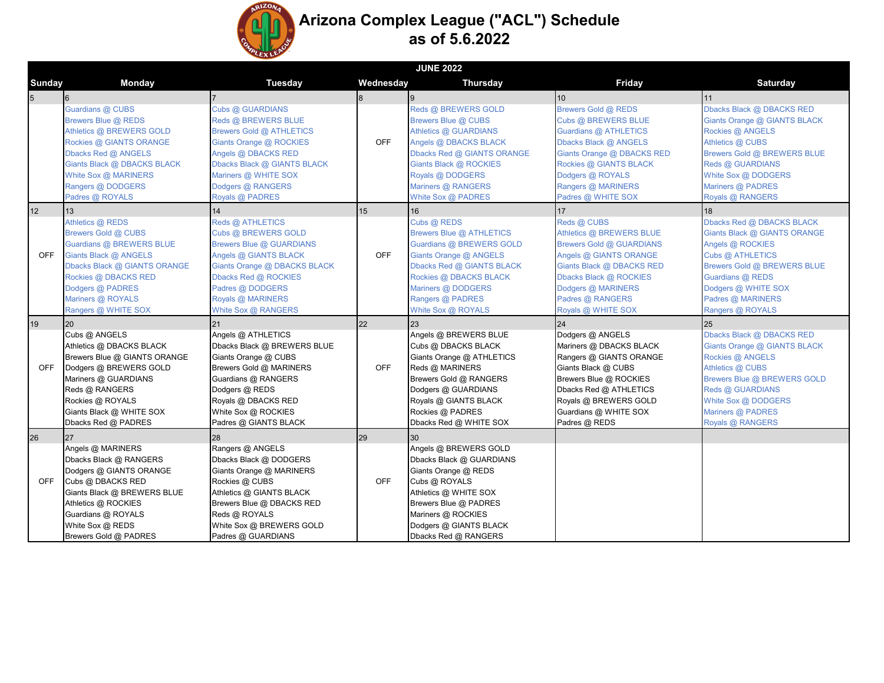# Arizona Complex League ("ACL") Schedule as of 5.6.2022

## JUNE 2022

| Sunday | Monday | Tuesday | Wednesday | Thursday | Friday | Saturday |
|---|---|---|---|---|---|---|
| 5 | 6<br>Guardians @ CUBS<br>Brewers Blue @ REDS<br>Athletics @ BREWERS GOLD<br>Rockies @ GIANTS ORANGE<br>Dbacks Red @ ANGELS<br>Giants Black @ DBACKS BLACK<br>White Sox @ MARINERS<br>Rangers @ DODGERS<br>Padres @ ROYALS | 7<br>Cubs @ GUARDIANS<br>Reds @ BREWERS BLUE<br>Brewers Gold @ ATHLETICS<br>Giants Orange @ ROCKIES<br>Angels @ DBACKS RED<br>Dbacks Black @ GIANTS BLACK<br>Mariners @ WHITE SOX<br>Dodgers @ RANGERS<br>Royals @ PADRES | 8<br>OFF | 9<br>Reds @ BREWERS GOLD<br>Brewers Blue @ CUBS<br>Athletics @ GUARDIANS<br>Angels @ DBACKS BLACK<br>Dbacks Red @ GIANTS ORANGE<br>Giants Black @ ROCKIES<br>Royals @ DODGERS<br>Mariners @ RANGERS<br>White Sox @ PADRES | 10<br>Brewers Gold @ REDS<br>Cubs @ BREWERS BLUE<br>Guardians @ ATHLETICS<br>Dbacks Black @ ANGELS<br>Giants Orange @ DBACKS RED<br>Rockies @ GIANTS BLACK<br>Dodgers @ ROYALS<br>Rangers @ MARINERS<br>Padres @ WHITE SOX | 11<br>Dbacks Black @ DBACKS RED<br>Giants Orange @ GIANTS BLACK<br>Rockies @ ANGELS<br>Athletics @ CUBS<br>Brewers Gold @ BREWERS BLUE<br>Reds @ GUARDIANS<br>White Sox @ DODGERS<br>Mariners @ PADRES<br>Royals @ RANGERS |
| 12<br>OFF | 13<br>Athletics @ REDS<br>Brewers Gold @ CUBS<br>Guardians @ BREWERS BLUE<br>Giants Black @ ANGELS<br>Dbacks Black @ GIANTS ORANGE<br>Rockies @ DBACKS RED<br>Dodgers @ PADRES<br>Mariners @ ROYALS<br>Rangers @ WHITE SOX | 14<br>Reds @ ATHLETICS<br>Cubs @ BREWERS GOLD<br>Brewers Blue @ GUARDIANS<br>Angels @ GIANTS BLACK<br>Giants Orange @ DBACKS BLACK<br>Dbacks Red @ ROCKIES<br>Padres @ DODGERS<br>Royals @ MARINERS<br>White Sox @ RANGERS | 15<br>OFF | 16<br>Cubs @ REDS<br>Brewers Blue @ ATHLETICS<br>Guardians @ BREWERS GOLD<br>Giants Orange @ ANGELS<br>Dbacks Red @ GIANTS BLACK<br>Rockies @ DBACKS BLACK<br>Mariners @ DODGERS<br>Rangers @ PADRES<br>White Sox @ ROYALS | 17<br>Reds @ CUBS<br>Athletics @ BREWERS BLUE<br>Brewers Gold @ GUARDIANS<br>Angels @ GIANTS ORANGE<br>Giants Black @ DBACKS RED<br>Dbacks Black @ ROCKIES<br>Dodgers @ MARINERS<br>Padres @ RANGERS<br>Royals @ WHITE SOX | 18<br>Dbacks Red @ DBACKS BLACK<br>Giants Black @ GIANTS ORANGE<br>Angels @ ROCKIES<br>Cubs @ ATHLETICS<br>Brewers Gold @ BREWERS BLUE<br>Guardians @ REDS<br>Dodgers @ WHITE SOX<br>Padres @ MARINERS<br>Rangers @ ROYALS |
| 19<br>OFF | 20<br>Cubs @ ANGELS<br>Athletics @ DBACKS BLACK<br>Brewers Blue @ GIANTS ORANGE<br>Dodgers @ BREWERS GOLD<br>Mariners @ GUARDIANS<br>Reds @ RANGERS<br>Rockies @ ROYALS<br>Giants Black @ WHITE SOX<br>Dbacks Red @ PADRES | 21<br>Angels @ ATHLETICS<br>Dbacks Black @ BREWERS BLUE<br>Giants Orange @ CUBS<br>Brewers Gold @ MARINERS<br>Guardians @ RANGERS<br>Dodgers @ REDS<br>Royals @ DBACKS RED<br>White Sox @ ROCKIES<br>Padres @ GIANTS BLACK | 22<br>OFF | 23<br>Angels @ BREWERS BLUE<br>Cubs @ DBACKS BLACK<br>Giants Orange @ ATHLETICS<br>Reds @ MARINERS<br>Brewers Gold @ RANGERS<br>Dodgers @ GUARDIANS<br>Royals @ GIANTS BLACK<br>Rockies @ PADRES<br>Dbacks Red @ WHITE SOX | 24<br>Dodgers @ ANGELS<br>Mariners @ DBACKS BLACK<br>Rangers @ GIANTS ORANGE<br>Giants Black @ CUBS<br>Brewers Blue @ ROCKIES<br>Dbacks Red @ ATHLETICS<br>Royals @ BREWERS GOLD<br>Guardians @ WHITE SOX<br>Padres @ REDS | 25<br>Dbacks Black @ DBACKS RED<br>Giants Orange @ GIANTS BLACK<br>Rockies @ ANGELS<br>Athletics @ CUBS<br>Brewers Blue @ BREWERS GOLD<br>Reds @ GUARDIANS<br>White Sox @ DODGERS<br>Mariners @ PADRES<br>Royals @ RANGERS |
| 26<br>OFF | 27<br>Angels @ MARINERS<br>Dbacks Black @ RANGERS<br>Dodgers @ GIANTS ORANGE<br>Cubs @ DBACKS RED<br>Giants Black @ BREWERS BLUE<br>Athletics @ ROCKIES<br>Guardians @ ROYALS<br>White Sox @ REDS<br>Brewers Gold @ PADRES | 28<br>Rangers @ ANGELS<br>Dbacks Black @ DODGERS<br>Giants Orange @ MARINERS<br>Rockies @ CUBS<br>Athletics @ GIANTS BLACK<br>Brewers Blue @ DBACKS RED<br>Reds @ ROYALS<br>White Sox @ BREWERS GOLD<br>Padres @ GUARDIANS | 29<br>OFF | 30<br>Angels @ BREWERS GOLD<br>Dbacks Black @ GUARDIANS<br>Giants Orange @ REDS<br>Cubs @ ROYALS<br>Athletics @ WHITE SOX<br>Brewers Blue @ PADRES<br>Mariners @ ROCKIES<br>Dodgers @ GIANTS BLACK<br>Dbacks Red @ RANGERS | | |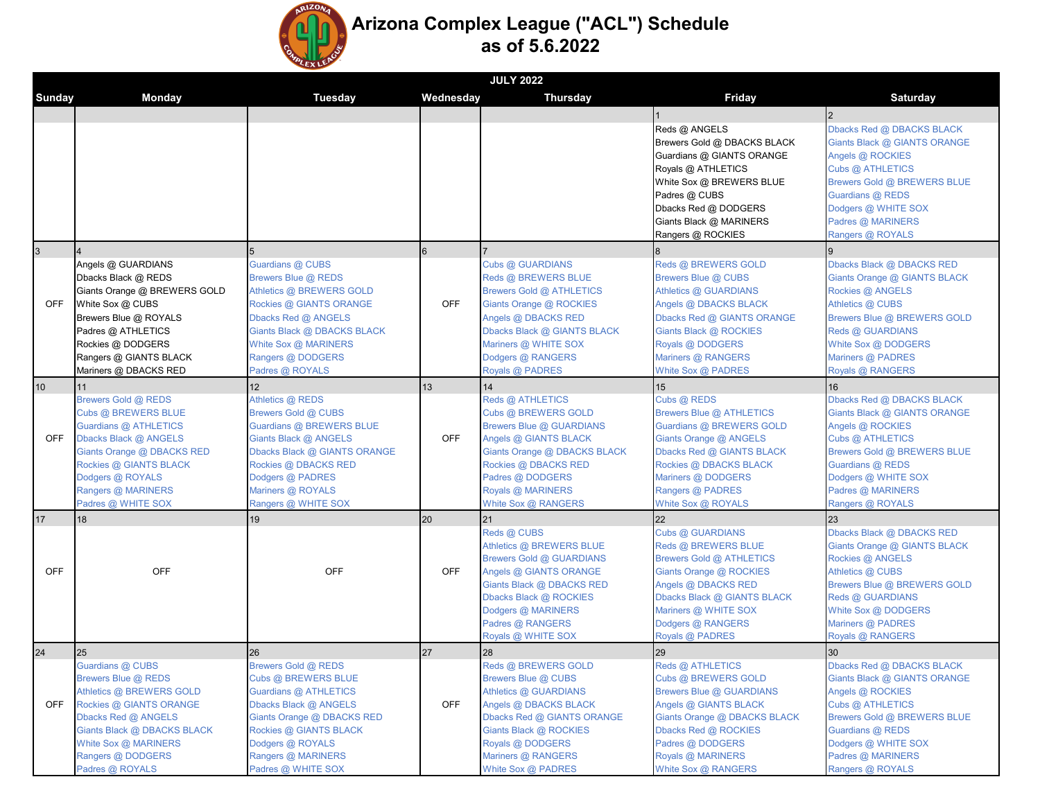# Arizona Complex League ("ACL") Schedule as of 5.6.2022

## JULY 2022

| Sunday | Monday | Tuesday | Wednesday | Thursday | Friday | Saturday |
|---|---|---|---|---|---|---|
| | | | | | 1 | 2 |
| | | | | | Reds @ ANGELS<br>Brewers Gold @ DBACKS BLACK<br>Guardians @ GIANTS ORANGE<br>Royals @ ATHLETICS<br>White Sox @ BREWERS BLUE<br>Padres @ CUBS<br>Dbacks Red @ DODGERS<br>Giants Black @ MARINERS<br>Rangers @ ROCKIES | Dbacks Red @ DBACKS BLACK<br>Giants Black @ GIANTS ORANGE<br>Angels @ ROCKIES<br>Cubs @ ATHLETICS<br>Brewers Gold @ BREWERS BLUE<br>Guardians @ REDS<br>Dodgers @ WHITE SOX<br>Padres @ MARINERS<br>Rangers @ ROYALS |
| 3 | 4 | 5 | 6 | 7 | 8 | 9 |
| OFF | Angels @ GUARDIANS<br>Dbacks Black @ REDS<br>Giants Orange @ BREWERS GOLD<br>White Sox @ CUBS<br>Brewers Blue @ ROYALS<br>Padres @ ATHLETICS<br>Rockies @ DODGERS<br>Rangers @ GIANTS BLACK<br>Mariners @ DBACKS RED | Guardians @ CUBS<br>Brewers Blue @ REDS<br>Athletics @ BREWERS GOLD<br>Rockies @ GIANTS ORANGE<br>Dbacks Red @ ANGELS<br>Giants Black @ DBACKS BLACK<br>White Sox @ MARINERS<br>Rangers @ DODGERS<br>Padres @ ROYALS | OFF | Cubs @ GUARDIANS<br>Reds @ BREWERS BLUE<br>Brewers Gold @ ATHLETICS<br>Giants Orange @ ROCKIES<br>Angels @ DBACKS RED<br>Dbacks Black @ GIANTS BLACK<br>Mariners @ WHITE SOX<br>Dodgers @ RANGERS<br>Royals @ PADRES | Reds @ BREWERS GOLD<br>Brewers Blue @ CUBS<br>Athletics @ GUARDIANS<br>Angels @ DBACKS BLACK<br>Dbacks Red @ GIANTS ORANGE<br>Giants Black @ ROCKIES<br>Royals @ DODGERS<br>Mariners @ RANGERS<br>White Sox @ PADRES | Dbacks Black @ DBACKS RED<br>Giants Orange @ GIANTS BLACK<br>Rockies @ ANGELS<br>Athletics @ CUBS<br>Brewers Blue @ BREWERS GOLD<br>Reds @ GUARDIANS<br>White Sox @ DODGERS<br>Mariners @ PADRES<br>Royals @ RANGERS |
| 10 | 11 | 12 | 13 | 14 | 15 | 16 |
| OFF | Brewers Gold @ REDS<br>Cubs @ BREWERS BLUE<br>Guardians @ ATHLETICS<br>Dbacks Black @ ANGELS<br>Giants Orange @ DBACKS RED<br>Rockies @ GIANTS BLACK<br>Dodgers @ ROYALS<br>Rangers @ MARINERS<br>Padres @ WHITE SOX | Athletics @ REDS<br>Brewers Gold @ CUBS<br>Guardians @ BREWERS BLUE<br>Giants Black @ ANGELS<br>Dbacks Black @ GIANTS ORANGE<br>Rockies @ DBACKS RED<br>Dodgers @ PADRES<br>Mariners @ ROYALS<br>Rangers @ WHITE SOX | OFF | Reds @ ATHLETICS<br>Cubs @ BREWERS GOLD<br>Brewers Blue @ GUARDIANS<br>Angels @ GIANTS BLACK<br>Giants Orange @ DBACKS BLACK<br>Rockies @ DBACKS RED<br>Padres @ DODGERS<br>Royals @ MARINERS<br>White Sox @ RANGERS | Cubs @ REDS<br>Brewers Blue @ ATHLETICS<br>Guardians @ BREWERS GOLD<br>Giants Orange @ ANGELS<br>Dbacks Red @ GIANTS BLACK<br>Rockies @ DBACKS BLACK<br>Mariners @ DODGERS<br>Rangers @ PADRES<br>White Sox @ ROYALS | Dbacks Red @ DBACKS BLACK<br>Giants Black @ GIANTS ORANGE<br>Angels @ ROCKIES<br>Cubs @ ATHLETICS<br>Brewers Gold @ BREWERS BLUE<br>Guardians @ REDS<br>Dodgers @ WHITE SOX<br>Padres @ MARINERS<br>Rangers @ ROYALS |
| 17 | 18 | 19 | 20 | 21 | 22 | 23 |
| OFF | OFF | OFF | OFF | Reds @ CUBS<br>Athletics @ BREWERS BLUE<br>Brewers Gold @ GUARDIANS<br>Angels @ GIANTS ORANGE<br>Giants Black @ DBACKS RED<br>Dbacks Black @ ROCKIES<br>Dodgers @ MARINERS<br>Padres @ RANGERS<br>Royals @ WHITE SOX | Cubs @ GUARDIANS<br>Reds @ BREWERS BLUE<br>Brewers Gold @ ATHLETICS<br>Giants Orange @ ROCKIES<br>Angels @ DBACKS RED<br>Dbacks Black @ GIANTS BLACK<br>Mariners @ WHITE SOX<br>Dodgers @ RANGERS<br>Royals @ PADRES | Dbacks Black @ DBACKS RED<br>Giants Orange @ GIANTS BLACK<br>Rockies @ ANGELS<br>Athletics @ CUBS<br>Brewers Blue @ BREWERS GOLD<br>Reds @ GUARDIANS<br>White Sox @ DODGERS<br>Mariners @ PADRES<br>Royals @ RANGERS |
| 24 | 25 | 26 | 27 | 28 | 29 | 30 |
| OFF | Guardians @ CUBS<br>Brewers Blue @ REDS<br>Athletics @ BREWERS GOLD<br>Rockies @ GIANTS ORANGE<br>Dbacks Red @ ANGELS<br>Giants Black @ DBACKS BLACK<br>White Sox @ MARINERS<br>Rangers @ DODGERS<br>Padres @ ROYALS | Brewers Gold @ REDS<br>Cubs @ BREWERS BLUE<br>Guardians @ ATHLETICS<br>Dbacks Black @ ANGELS<br>Giants Orange @ DBACKS RED<br>Rockies @ GIANTS BLACK<br>Dodgers @ ROYALS<br>Rangers @ MARINERS<br>Padres @ WHITE SOX | OFF | Reds @ BREWERS GOLD<br>Brewers Blue @ CUBS<br>Athletics @ GUARDIANS<br>Angels @ DBACKS BLACK<br>Dbacks Red @ GIANTS ORANGE<br>Giants Black @ ROCKIES<br>Royals @ DODGERS<br>Mariners @ RANGERS<br>White Sox @ PADRES | Reds @ ATHLETICS<br>Cubs @ BREWERS GOLD<br>Brewers Blue @ GUARDIANS<br>Angels @ GIANTS BLACK<br>Giants Orange @ DBACKS BLACK<br>Dbacks Red @ ROCKIES<br>Padres @ DODGERS<br>Royals @ MARINERS<br>White Sox @ RANGERS | Dbacks Red @ DBACKS BLACK<br>Giants Black @ GIANTS ORANGE<br>Angels @ ROCKIES<br>Cubs @ ATHLETICS<br>Brewers Gold @ BREWERS BLUE<br>Guardians @ REDS<br>Dodgers @ WHITE SOX<br>Padres @ MARINERS<br>Rangers @ ROYALS |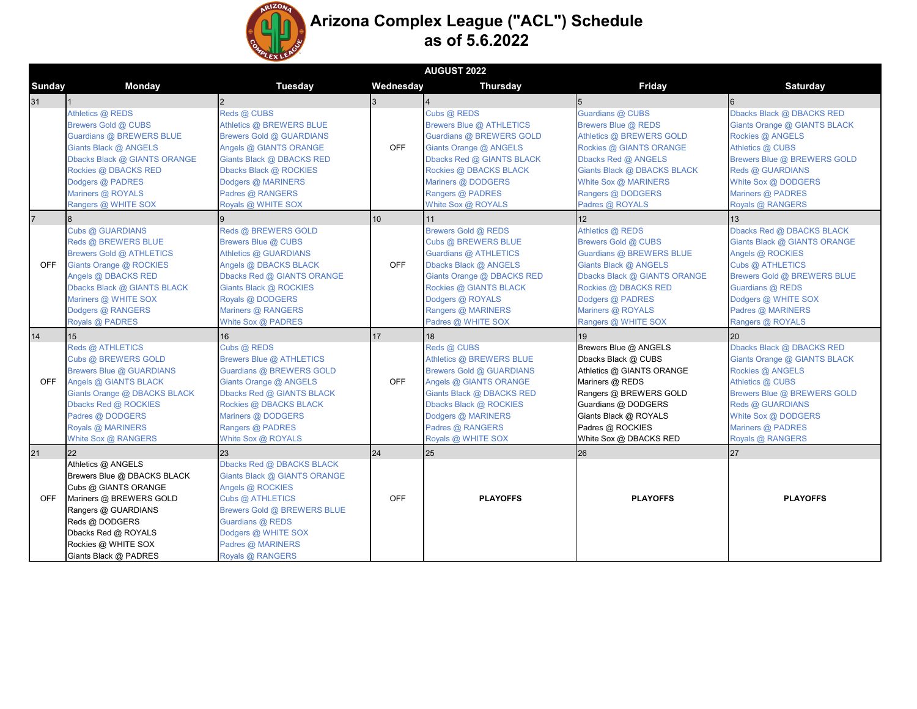# Arizona Complex League ("ACL") Schedule
## as of 5.6.2022

| AUGUST 2022 | | | | | | |
|---|---|---|---|---|---|---|
| **Sunday** | **Monday** | **Tuesday** | **Wednesday** | **Thursday** | **Friday** | **Saturday** |
| 31 | 1 | 2 | 3 | 4 | 5 | 6 |
| | Athletics @ REDS<br>Brewers Gold @ CUBS<br>Guardians @ BREWERS BLUE<br>Giants Black @ ANGELS<br>Dbacks Black @ GIANTS ORANGE<br>Rockies @ DBACKS RED<br>Dodgers @ PADRES<br>Mariners @ ROYALS<br>Rangers @ WHITE SOX | Reds @ CUBS<br>Athletics @ BREWERS BLUE<br>Brewers Gold @ GUARDIANS<br>Angels @ GIANTS ORANGE<br>Giants Black @ DBACKS RED<br>Dbacks Black @ ROCKIES<br>Dodgers @ MARINERS<br>Padres @ RANGERS<br>Royals @ WHITE SOX | OFF | Cubs @ REDS<br>Brewers Blue @ ATHLETICS<br>Guardians @ BREWERS GOLD<br>Giants Orange @ ANGELS<br>Dbacks Red @ GIANTS BLACK<br>Rockies @ DBACKS BLACK<br>Mariners @ DODGERS<br>Rangers @ PADRES<br>White Sox @ ROYALS | Guardians @ CUBS<br>Brewers Blue @ REDS<br>Athletics @ BREWERS GOLD<br>Rockies @ GIANTS ORANGE<br>Dbacks Red @ ANGELS<br>Giants Black @ DBACKS BLACK<br>White Sox @ MARINERS<br>Rangers @ DODGERS<br>Padres @ ROYALS | Dbacks Black @ DBACKS RED<br>Giants Orange @ GIANTS BLACK<br>Rockies @ ANGELS<br>Athletics @ CUBS<br>Brewers Blue @ BREWERS GOLD<br>Reds @ GUARDIANS<br>White Sox @ DODGERS<br>Mariners @ PADRES<br>Royals @ RANGERS |
| 7 | 8 | 9 | 10 | 11 | 12 | 13 |
| OFF | Cubs @ GUARDIANS<br>Reds @ BREWERS BLUE<br>Brewers Gold @ ATHLETICS<br>Giants Orange @ ROCKIES<br>Angels @ DBACKS RED<br>Dbacks Black @ GIANTS BLACK<br>Mariners @ WHITE SOX<br>Dodgers @ RANGERS<br>Royals @ PADRES | Reds @ BREWERS GOLD<br>Brewers Blue @ CUBS<br>Athletics @ GUARDIANS<br>Angels @ DBACKS BLACK<br>Dbacks Red @ GIANTS ORANGE<br>Giants Black @ ROCKIES<br>Royals @ DODGERS<br>Mariners @ RANGERS<br>White Sox @ PADRES | OFF | Brewers Gold @ REDS<br>Cubs @ BREWERS BLUE<br>Guardians @ ATHLETICS<br>Dbacks Black @ ANGELS<br>Giants Orange @ DBACKS RED<br>Rockies @ GIANTS BLACK<br>Dodgers @ ROYALS<br>Rangers @ MARINERS<br>Padres @ WHITE SOX | Athletics @ REDS<br>Brewers Gold @ CUBS<br>Guardians @ BREWERS BLUE<br>Giants Black @ ANGELS<br>Dbacks Black @ GIANTS ORANGE<br>Rockies @ DBACKS RED<br>Dodgers @ PADRES<br>Mariners @ ROYALS<br>Rangers @ WHITE SOX | Dbacks Red @ DBACKS BLACK<br>Giants Black @ GIANTS ORANGE<br>Angels @ ROCKIES<br>Cubs @ ATHLETICS<br>Brewers Gold @ BREWERS BLUE<br>Guardians @ REDS<br>Dodgers @ WHITE SOX<br>Padres @ MARINERS<br>Rangers @ ROYALS |
| 14 | 15 | 16 | 17 | 18 | 19 | 20 |
| OFF | Reds @ ATHLETICS<br>Cubs @ BREWERS GOLD<br>Brewers Blue @ GUARDIANS<br>Angels @ GIANTS BLACK<br>Giants Orange @ DBACKS BLACK<br>Dbacks Red @ ROCKIES<br>Padres @ DODGERS<br>Royals @ MARINERS<br>White Sox @ RANGERS | Cubs @ REDS<br>Brewers Blue @ ATHLETICS<br>Guardians @ BREWERS GOLD<br>Giants Orange @ ANGELS<br>Dbacks Red @ GIANTS BLACK<br>Rockies @ DBACKS BLACK<br>Mariners @ DODGERS<br>Rangers @ PADRES<br>White Sox @ ROYALS | OFF | Reds @ CUBS<br>Athletics @ BREWERS BLUE<br>Brewers Gold @ GUARDIANS<br>Angels @ GIANTS ORANGE<br>Giants Black @ DBACKS RED<br>Dbacks Black @ ROCKIES<br>Dodgers @ MARINERS<br>Padres @ RANGERS<br>Royals @ WHITE SOX | Brewers Blue @ ANGELS<br>Dbacks Black @ CUBS<br>Athletics @ GIANTS ORANGE<br>Mariners @ REDS<br>Rangers @ BREWERS GOLD<br>Guardians @ DODGERS<br>Giants Black @ ROYALS<br>Padres @ ROCKIES<br>White Sox @ DBACKS RED | Dbacks Black @ DBACKS RED<br>Giants Orange @ GIANTS BLACK<br>Rockies @ ANGELS<br>Athletics @ CUBS<br>Brewers Blue @ BREWERS GOLD<br>Reds @ GUARDIANS<br>White Sox @ DODGERS<br>Mariners @ PADRES<br>Royals @ RANGERS |
| 21 | 22 | 23 | 24 | 25 | 26 | 27 |
| OFF | Athletics @ ANGELS<br>Brewers Blue @ DBACKS BLACK<br>Cubs @ GIANTS ORANGE<br>Mariners @ BREWERS GOLD<br>Rangers @ GUARDIANS<br>Reds @ DODGERS<br>Dbacks Red @ ROYALS<br>Rockies @ WHITE SOX<br>Giants Black @ PADRES | Dbacks Red @ DBACKS BLACK<br>Giants Black @ GIANTS ORANGE<br>Angels @ ROCKIES<br>Cubs @ ATHLETICS<br>Brewers Gold @ BREWERS BLUE<br>Guardians @ REDS<br>Dodgers @ WHITE SOX<br>Padres @ MARINERS<br>Royals @ RANGERS | OFF | **PLAYOFFS** | **PLAYOFFS** | **PLAYOFFS** |